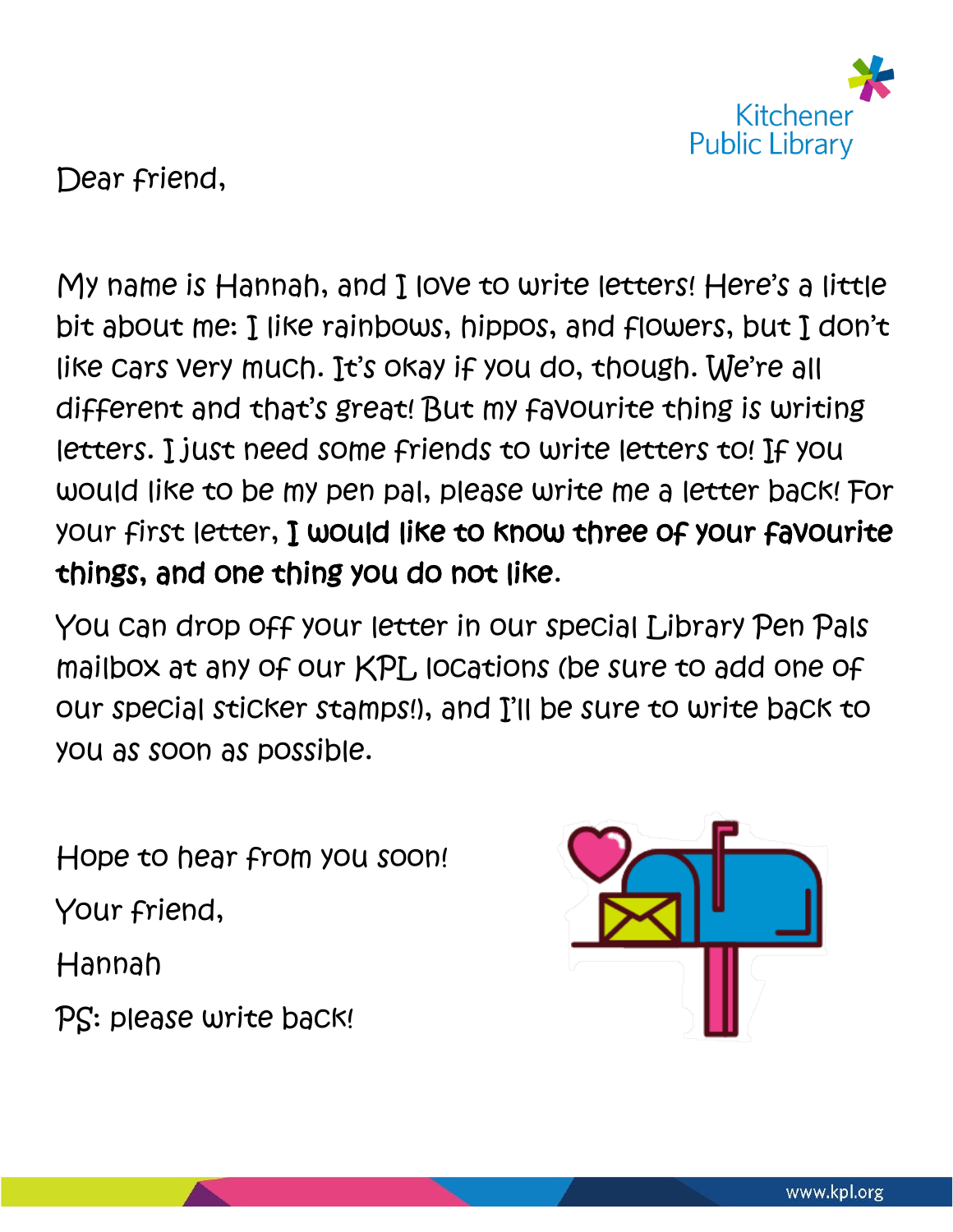Kitchener Public Library

Dear friend,

My name is Hannah, and I love to write letters! Here's a little bit about me: I like rainbows, hippos, and flowers, but I don't like cars very much. It's okay if you do, though. We're all different and that's great! But my favourite thing is writing letters. I just need some friends to write letters to! If you would like to be my pen pal, please write me a letter back! For your first letter, **I would like to know three of your favourite things, and one thing you do not like**.

You can drop off your letter in our special Library Pen Pals mailbox at any of our KPL locations (be sure to add one of our special sticker stamps!), and I'll be sure to write back to you as soon as possible.

Hope to hear from you soon!

Your friend,

Hannah

PS: please write back!

www.kpl.org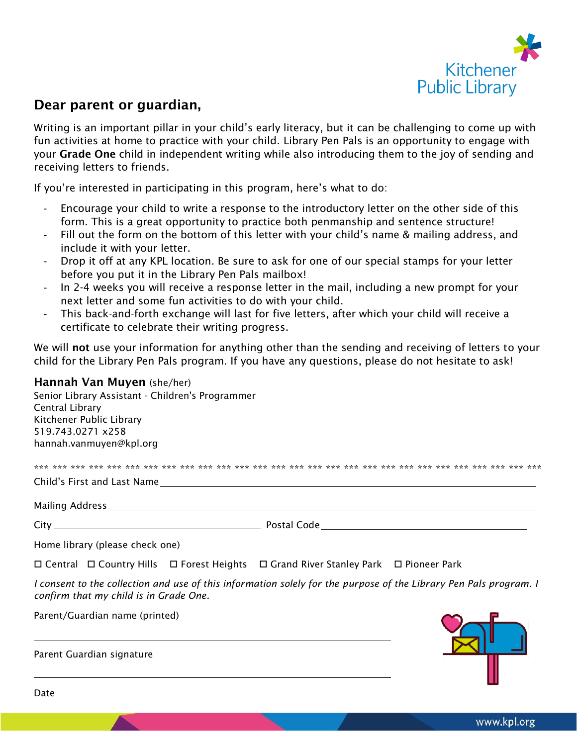Kitchener Public Library

## Dear parent or guardian,

Writing is an important pillar in your child's early literacy, but it can be challenging to come up with fun activities at home to practice with your child. Library Pen Pals is an opportunity to engage with your **Grade One** child in independent writing while also introducing them to the joy of sending and receiving letters to friends.

If you're interested in participating in this program, here's what to do:

- Encourage your child to write a response to the introductory letter on the other side of this form. This is a great opportunity to practice both penmanship and sentence structure!
- Fill out the form on the bottom of this letter with your child's name & mailing address, and include it with your letter.
- Drop it off at any KPL location. Be sure to ask for one of our special stamps for your letter before you put it in the Library Pen Pals mailbox!
- In 2-4 weeks you will receive a response letter in the mail, including a new prompt for your next letter and some fun activities to do with your child.
- This back-and-forth exchange will last for five letters, after which your child will receive a certificate to celebrate their writing progress.

We will **not** use your information for anything other than the sending and receiving of letters to your child for the Library Pen Pals program. If you have any questions, please do not hesitate to ask!

**Hannah Van Muyen** (she/her)
Senior Library Assistant - Children's Programmer
Central Library
Kitchener Public Library
519.743.0271 x258
hannah.vanmuyen@kpl.org

*** *** *** *** *** *** *** *** *** *** *** *** *** *** *** *** *** *** *** *** *** *** *** *** *** *** *** *** ***

Child's First and Last Name ______________________________________________

Mailing Address ______________________________________________

City ______________________ Postal Code ______________________

Home library (please check one)

☐ Central ☐ Country Hills ☐ Forest Heights ☐ Grand River Stanley Park ☐ Pioneer Park

*I consent to the collection and use of this information solely for the purpose of the Library Pen Pals program. I confirm that my child is in Grade One.*

Parent/Guardian name (printed)

______________________________________________

Parent Guardian signature

______________________________________________

Date ______________________